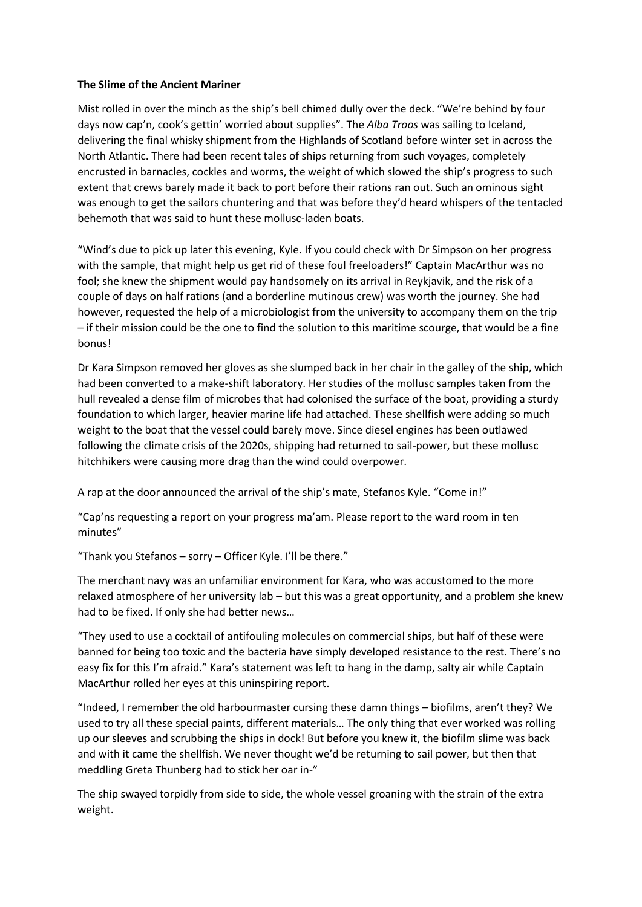**The Slime of the Ancient Mariner**

Mist rolled in over the minch as the ship's bell chimed dully over the deck. "We're behind by four days now cap'n, cook's gettin' worried about supplies". The *Alba Troos* was sailing to Iceland, delivering the final whisky shipment from the Highlands of Scotland before winter set in across the North Atlantic. There had been recent tales of ships returning from such voyages, completely encrusted in barnacles, cockles and worms, the weight of which slowed the ship's progress to such extent that crews barely made it back to port before their rations ran out. Such an ominous sight was enough to get the sailors chuntering and that was before they'd heard whispers of the tentacled behemoth that was said to hunt these mollusc-laden boats.

"Wind's due to pick up later this evening, Kyle. If you could check with Dr Simpson on her progress with the sample, that might help us get rid of these foul freeloaders!" Captain MacArthur was no fool; she knew the shipment would pay handsomely on its arrival in Reykjavik, and the risk of a couple of days on half rations (and a borderline mutinous crew) was worth the journey. She had however, requested the help of a microbiologist from the university to accompany them on the trip – if their mission could be the one to find the solution to this maritime scourge, that would be a fine bonus!

Dr Kara Simpson removed her gloves as she slumped back in her chair in the galley of the ship, which had been converted to a make-shift laboratory. Her studies of the mollusc samples taken from the hull revealed a dense film of microbes that had colonised the surface of the boat, providing a sturdy foundation to which larger, heavier marine life had attached. These shellfish were adding so much weight to the boat that the vessel could barely move. Since diesel engines has been outlawed following the climate crisis of the 2020s, shipping had returned to sail-power, but these mollusc hitchhikers were causing more drag than the wind could overpower.

A rap at the door announced the arrival of the ship's mate, Stefanos Kyle. "Come in!"

"Cap'ns requesting a report on your progress ma'am. Please report to the ward room in ten minutes"

"Thank you Stefanos – sorry – Officer Kyle. I'll be there."

The merchant navy was an unfamiliar environment for Kara, who was accustomed to the more relaxed atmosphere of her university lab – but this was a great opportunity, and a problem she knew had to be fixed. If only she had better news…

"They used to use a cocktail of antifouling molecules on commercial ships, but half of these were banned for being too toxic and the bacteria have simply developed resistance to the rest. There's no easy fix for this I'm afraid." Kara's statement was left to hang in the damp, salty air while Captain MacArthur rolled her eyes at this uninspiring report.

"Indeed, I remember the old harbourmaster cursing these damn things – biofilms, aren't they? We used to try all these special paints, different materials… The only thing that ever worked was rolling up our sleeves and scrubbing the ships in dock! But before you knew it, the biofilm slime was back and with it came the shellfish. We never thought we'd be returning to sail power, but then that meddling Greta Thunberg had to stick her oar in-"

The ship swayed torpidly from side to side, the whole vessel groaning with the strain of the extra weight.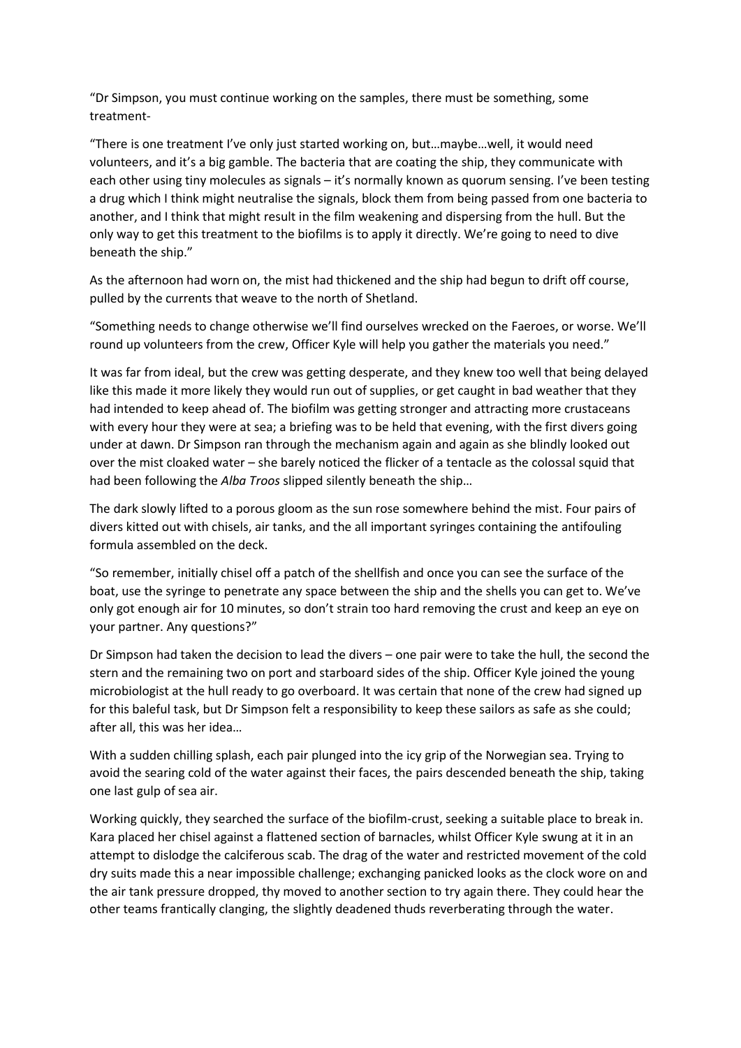"Dr Simpson, you must continue working on the samples, there must be something, some treatment-

"There is one treatment I've only just started working on, but…maybe…well, it would need volunteers, and it's a big gamble. The bacteria that are coating the ship, they communicate with each other using tiny molecules as signals – it's normally known as quorum sensing. I've been testing a drug which I think might neutralise the signals, block them from being passed from one bacteria to another, and I think that might result in the film weakening and dispersing from the hull. But the only way to get this treatment to the biofilms is to apply it directly. We're going to need to dive beneath the ship."

As the afternoon had worn on, the mist had thickened and the ship had begun to drift off course, pulled by the currents that weave to the north of Shetland.

"Something needs to change otherwise we'll find ourselves wrecked on the Faeroes, or worse. We'll round up volunteers from the crew, Officer Kyle will help you gather the materials you need."

It was far from ideal, but the crew was getting desperate, and they knew too well that being delayed like this made it more likely they would run out of supplies, or get caught in bad weather that they had intended to keep ahead of. The biofilm was getting stronger and attracting more crustaceans with every hour they were at sea; a briefing was to be held that evening, with the first divers going under at dawn. Dr Simpson ran through the mechanism again and again as she blindly looked out over the mist cloaked water – she barely noticed the flicker of a tentacle as the colossal squid that had been following the *Alba Troos* slipped silently beneath the ship…

The dark slowly lifted to a porous gloom as the sun rose somewhere behind the mist. Four pairs of divers kitted out with chisels, air tanks, and the all important syringes containing the antifouling formula assembled on the deck.

"So remember, initially chisel off a patch of the shellfish and once you can see the surface of the boat, use the syringe to penetrate any space between the ship and the shells you can get to. We've only got enough air for 10 minutes, so don't strain too hard removing the crust and keep an eye on your partner. Any questions?"

Dr Simpson had taken the decision to lead the divers – one pair were to take the hull, the second the stern and the remaining two on port and starboard sides of the ship. Officer Kyle joined the young microbiologist at the hull ready to go overboard. It was certain that none of the crew had signed up for this baleful task, but Dr Simpson felt a responsibility to keep these sailors as safe as she could; after all, this was her idea…

With a sudden chilling splash, each pair plunged into the icy grip of the Norwegian sea. Trying to avoid the searing cold of the water against their faces, the pairs descended beneath the ship, taking one last gulp of sea air.

Working quickly, they searched the surface of the biofilm-crust, seeking a suitable place to break in. Kara placed her chisel against a flattened section of barnacles, whilst Officer Kyle swung at it in an attempt to dislodge the calciferous scab. The drag of the water and restricted movement of the cold dry suits made this a near impossible challenge; exchanging panicked looks as the clock wore on and the air tank pressure dropped, thy moved to another section to try again there. They could hear the other teams frantically clanging, the slightly deadened thuds reverberating through the water.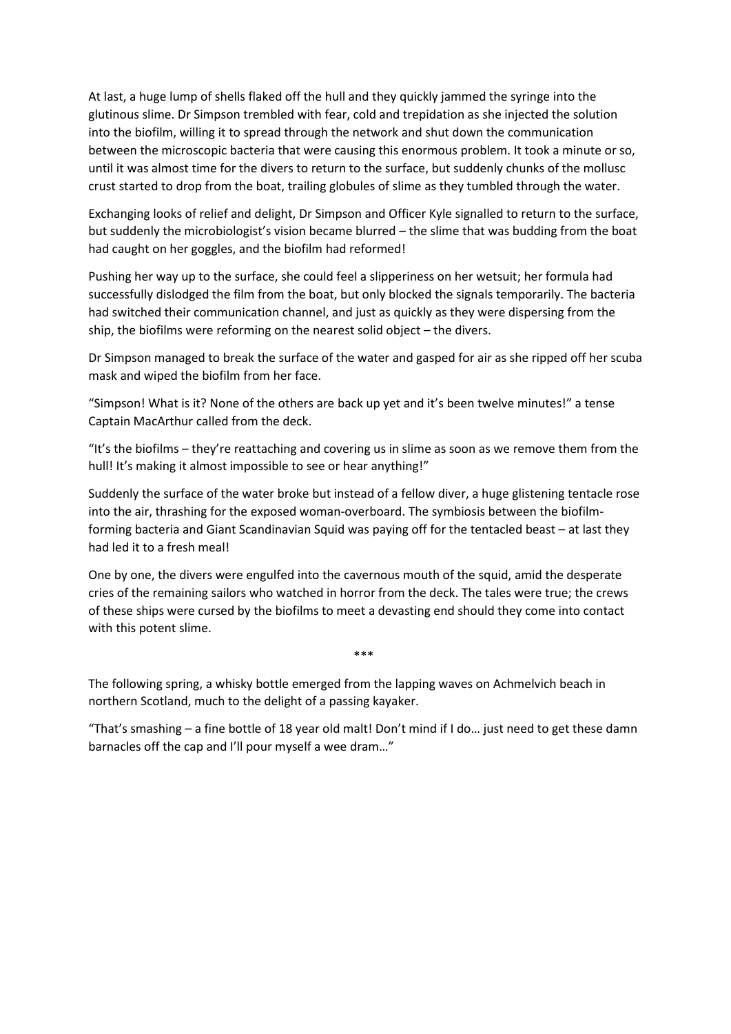At last, a huge lump of shells flaked off the hull and they quickly jammed the syringe into the glutinous slime. Dr Simpson trembled with fear, cold and trepidation as she injected the solution into the biofilm, willing it to spread through the network and shut down the communication between the microscopic bacteria that were causing this enormous problem. It took a minute or so, until it was almost time for the divers to return to the surface, but suddenly chunks of the mollusc crust started to drop from the boat, trailing globules of slime as they tumbled through the water.

Exchanging looks of relief and delight, Dr Simpson and Officer Kyle signalled to return to the surface, but suddenly the microbiologist's vision became blurred – the slime that was budding from the boat had caught on her goggles, and the biofilm had reformed!

Pushing her way up to the surface, she could feel a slipperiness on her wetsuit; her formula had successfully dislodged the film from the boat, but only blocked the signals temporarily. The bacteria had switched their communication channel, and just as quickly as they were dispersing from the ship, the biofilms were reforming on the nearest solid object – the divers.

Dr Simpson managed to break the surface of the water and gasped for air as she ripped off her scuba mask and wiped the biofilm from her face.

"Simpson! What is it? None of the others are back up yet and it's been twelve minutes!" a tense Captain MacArthur called from the deck.

"It's the biofilms – they're reattaching and covering us in slime as soon as we remove them from the hull! It's making it almost impossible to see or hear anything!"

Suddenly the surface of the water broke but instead of a fellow diver, a huge glistening tentacle rose into the air, thrashing for the exposed woman-overboard. The symbiosis between the biofilm-forming bacteria and Giant Scandinavian Squid was paying off for the tentacled beast – at last they had led it to a fresh meal!

One by one, the divers were engulfed into the cavernous mouth of the squid, amid the desperate cries of the remaining sailors who watched in horror from the deck. The tales were true; the crews of these ships were cursed by the biofilms to meet a devasting end should they come into contact with this potent slime.

***

The following spring, a whisky bottle emerged from the lapping waves on Achmelvich beach in northern Scotland, much to the delight of a passing kayaker.

"That's smashing – a fine bottle of 18 year old malt! Don't mind if I do… just need to get these damn barnacles off the cap and I'll pour myself a wee dram…"